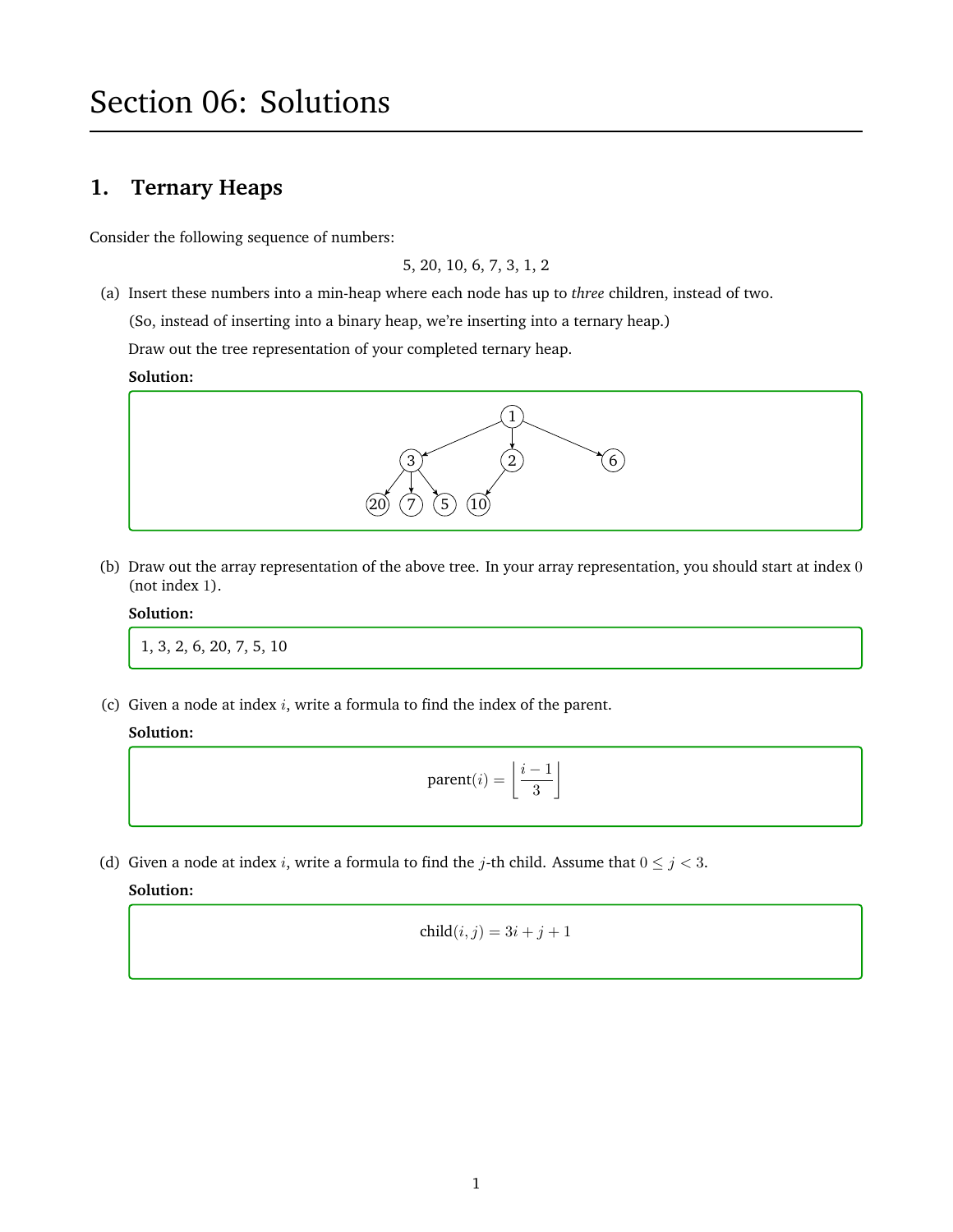# Section 06: Solutions

## 1. Ternary Heaps

Consider the following sequence of numbers:

5, 20, 10, 6, 7, 3, 1, 2

(a) Insert these numbers into a min-heap where each node has up to *three* children, instead of two.

(So, instead of inserting into a binary heap, we're inserting into a ternary heap.)

Draw out the tree representation of your completed ternary heap.

**Solution:**

```
              1
        /     |     \
       3      2      6
     / | \    |
   20  7  5   10
```

(b) Draw out the array representation of the above tree. In your array representation, you should start at index $0$ (not index $1$).

**Solution:**

1, 3, 2, 6, 20, 7, 5, 10

(c) Given a node at index $i$, write a formula to find the index of the parent.

**Solution:**

$$\text{parent}(i) = \left\lfloor \frac{i-1}{3} \right\rfloor$$

(d) Given a node at index $i$, write a formula to find the $j$-th child. Assume that $0 \le j < 3$.

**Solution:**

$$\text{child}(i, j) = 3i + j + 1$$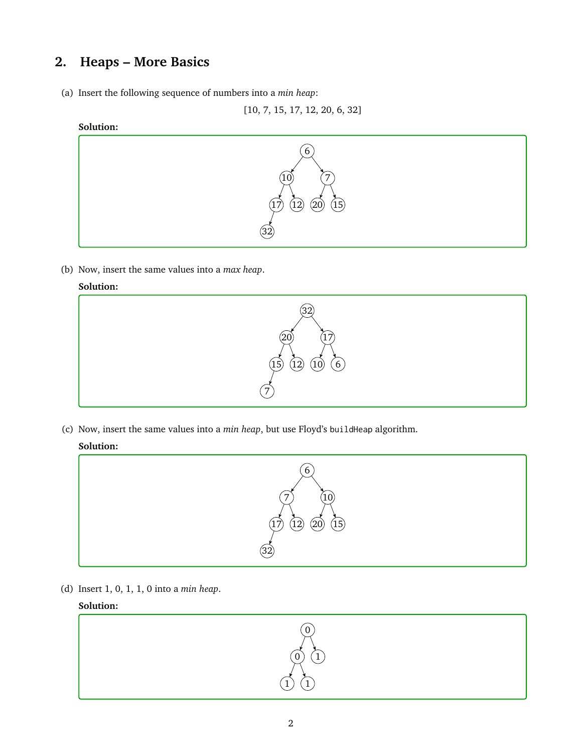## 2. Heaps – More Basics

(a) Insert the following sequence of numbers into a *min heap*:

[10, 7, 15, 17, 12, 20, 6, 32]

**Solution:**

(b) Now, insert the same values into a *max heap*.

**Solution:**

(c) Now, insert the same values into a *min heap*, but use Floyd's `buildHeap` algorithm.

**Solution:**

(d) Insert 1, 0, 1, 1, 0 into a *min heap*.

**Solution:**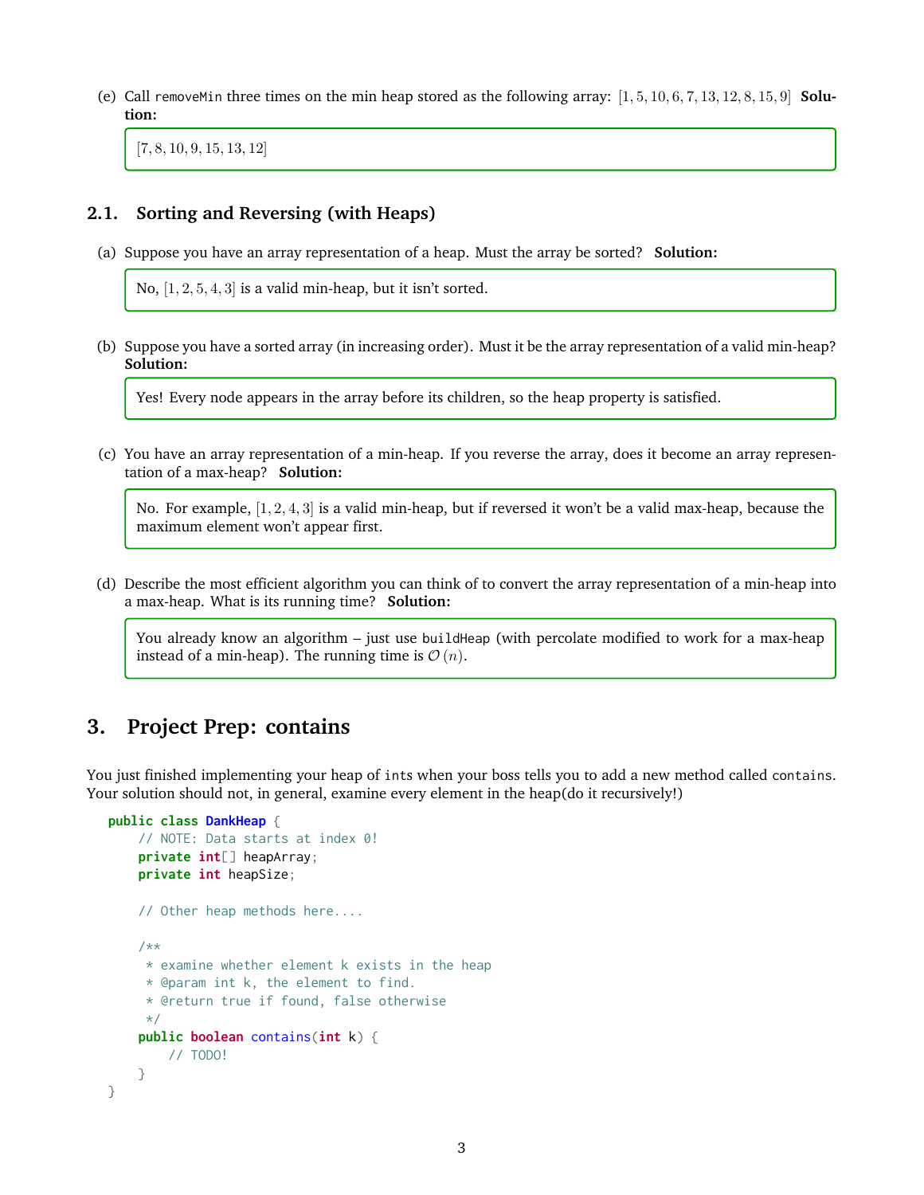(e) Call `removeMin` three times on the min heap stored as the following array: $[1, 5, 10, 6, 7, 13, 12, 8, 15, 9]$ **Solution:**

> $[7, 8, 10, 9, 15, 13, 12]$

## 2.1. Sorting and Reversing (with Heaps)

(a) Suppose you have an array representation of a heap. Must the array be sorted? **Solution:**

> No, $[1, 2, 5, 4, 3]$ is a valid min-heap, but it isn't sorted.

(b) Suppose you have a sorted array (in increasing order). Must it be the array representation of a valid min-heap? **Solution:**

> Yes! Every node appears in the array before its children, so the heap property is satisfied.

(c) You have an array representation of a min-heap. If you reverse the array, does it become an array representation of a max-heap? **Solution:**

> No. For example, $[1, 2, 4, 3]$ is a valid min-heap, but if reversed it won't be a valid max-heap, because the maximum element won't appear first.

(d) Describe the most efficient algorithm you can think of to convert the array representation of a min-heap into a max-heap. What is its running time? **Solution:**

> You already know an algorithm – just use `buildHeap` (with percolate modified to work for a max-heap instead of a min-heap). The running time is $\mathcal{O}(n)$.

# 3. Project Prep: contains

You just finished implementing your heap of `int`s when your boss tells you to add a new method called `contains`. Your solution should not, in general, examine every element in the heap(do it recursively!)

```java
public class DankHeap {
    // NOTE: Data starts at index 0!
    private int[] heapArray;
    private int heapSize;

    // Other heap methods here....

    /**
     * examine whether element k exists in the heap
     * @param int k, the element to find.
     * @return true if found, false otherwise
     */
    public boolean contains(int k) {
        // TODO!
    }
}
```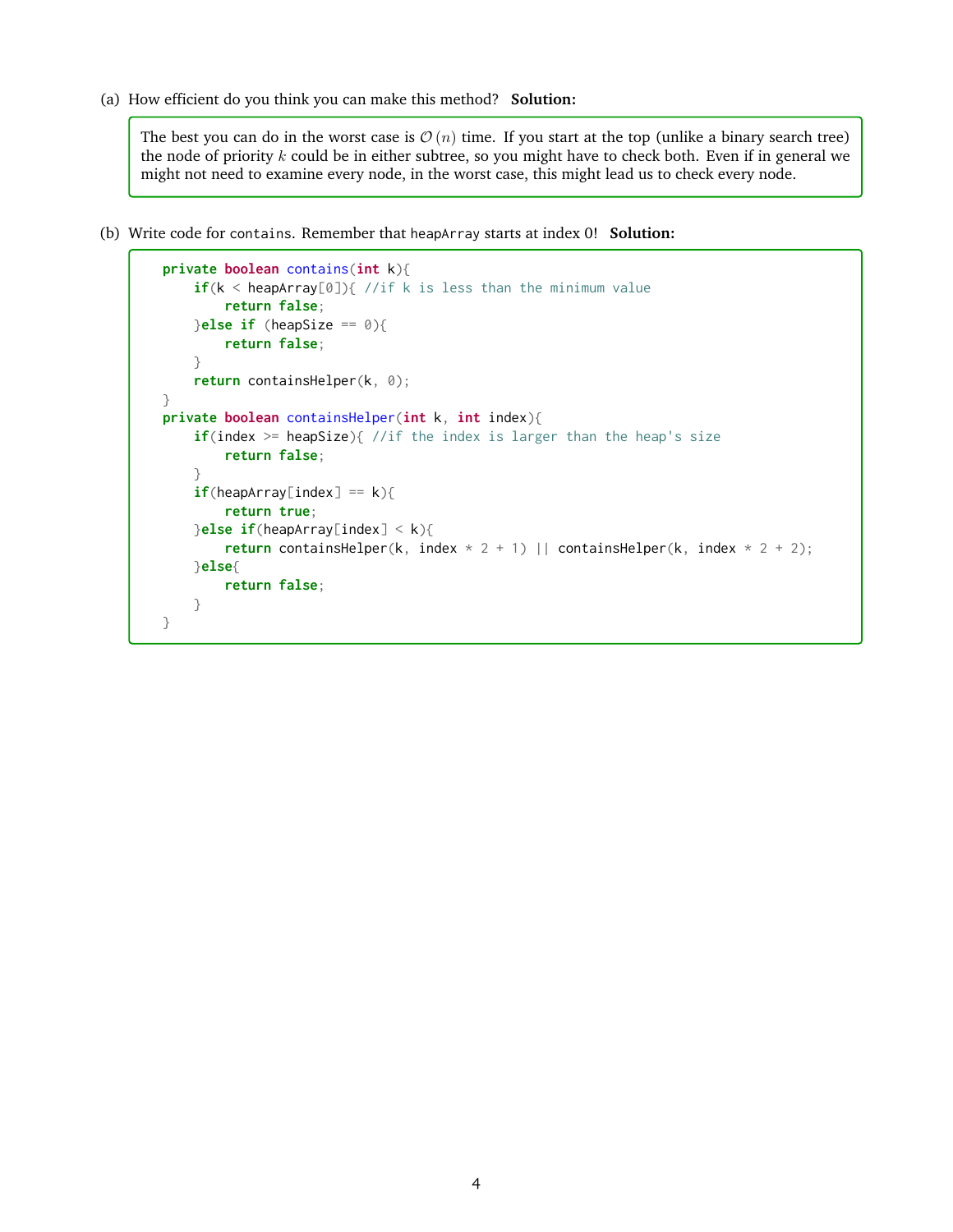(a) How efficient do you think you can make this method? **Solution:**

> The best you can do in the worst case is $\mathcal{O}(n)$ time. If you start at the top (unlike a binary search tree) the node of priority $k$ could be in either subtree, so you might have to check both. Even if in general we might not need to examine every node, in the worst case, this might lead us to check every node.

(b) Write code for `contains`. Remember that `heapArray` starts at index 0! **Solution:**

```java
private boolean contains(int k){
    if(k < heapArray[0]){ //if k is less than the minimum value
        return false;
    }else if (heapSize == 0){
        return false;
    }
    return containsHelper(k, 0);
}
private boolean containsHelper(int k, int index){
    if(index >= heapSize){ //if the index is larger than the heap's size
        return false;
    }
    if(heapArray[index] == k){
        return true;
    }else if(heapArray[index] < k){
        return containsHelper(k, index * 2 + 1) || containsHelper(k, index * 2 + 2);
    }else{
        return false;
    }
}
```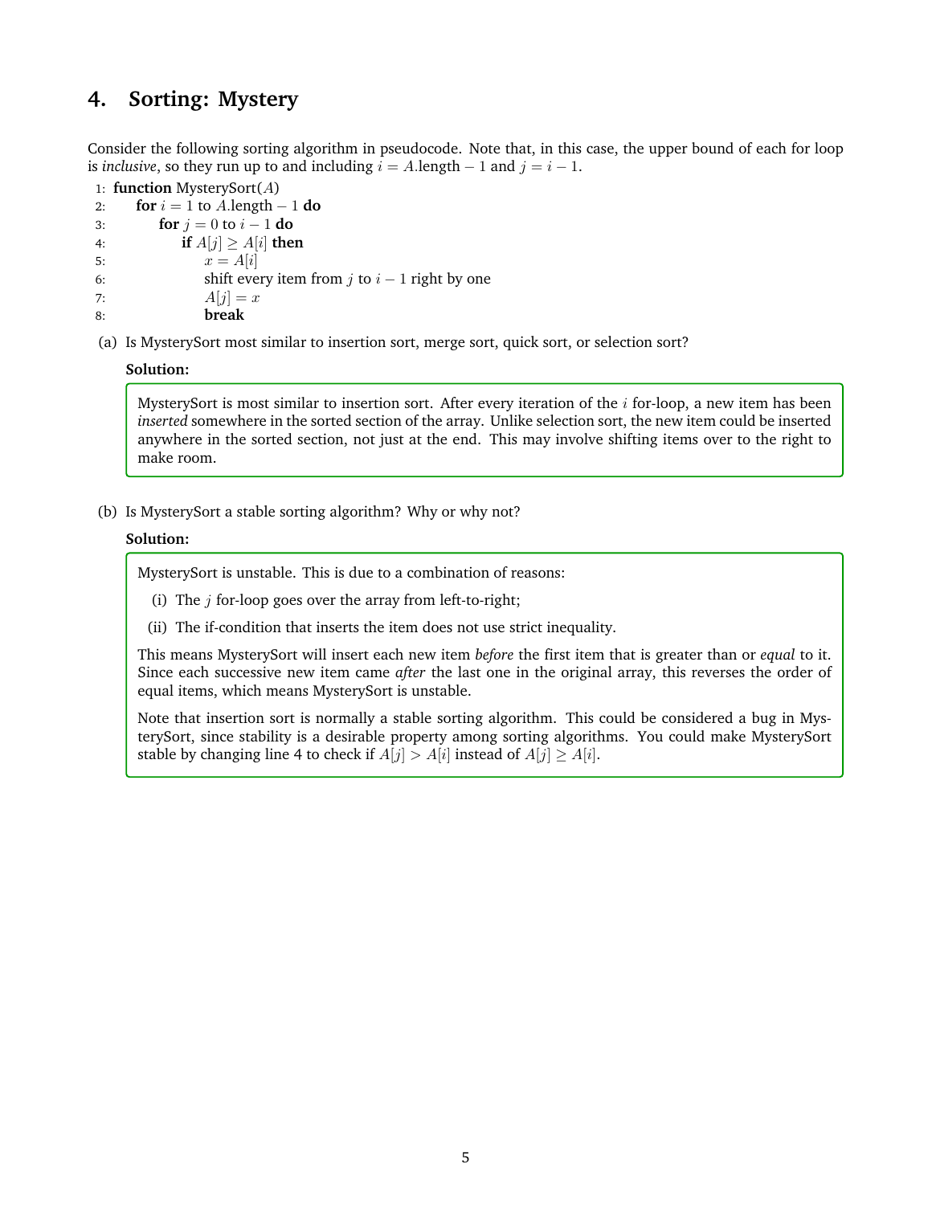## 4. Sorting: Mystery

Consider the following sorting algorithm in pseudocode. Note that, in this case, the upper bound of each for loop is *inclusive*, so they run up to and including $i = A.\text{length} - 1$ and $j = i - 1$.

```
1: function MysterySort(A)
2:     for i = 1 to A.length − 1 do
3:         for j = 0 to i − 1 do
4:             if A[j] ≥ A[i] then
5:                 x = A[i]
6:                 shift every item from j to i − 1 right by one
7:                 A[j] = x
8:                 break
```

(a) Is MysterySort most similar to insertion sort, merge sort, quick sort, or selection sort?

**Solution:**

> MysterySort is most similar to insertion sort. After every iteration of the $i$ for-loop, a new item has been *inserted* somewhere in the sorted section of the array. Unlike selection sort, the new item could be inserted anywhere in the sorted section, not just at the end. This may involve shifting items over to the right to make room.

(b) Is MysterySort a stable sorting algorithm? Why or why not?

**Solution:**

> MysterySort is unstable. This is due to a combination of reasons:
>
> (i) The $j$ for-loop goes over the array from left-to-right;
>
> (ii) The if-condition that inserts the item does not use strict inequality.
>
> This means MysterySort will insert each new item *before* the first item that is greater than or *equal* to it. Since each successive new item came *after* the last one in the original array, this reverses the order of equal items, which means MysterySort is unstable.
>
> Note that insertion sort is normally a stable sorting algorithm. This could be considered a bug in MysterySort, since stability is a desirable property among sorting algorithms. You could make MysterySort stable by changing line 4 to check if $A[j] > A[i]$ instead of $A[j] \geq A[i]$.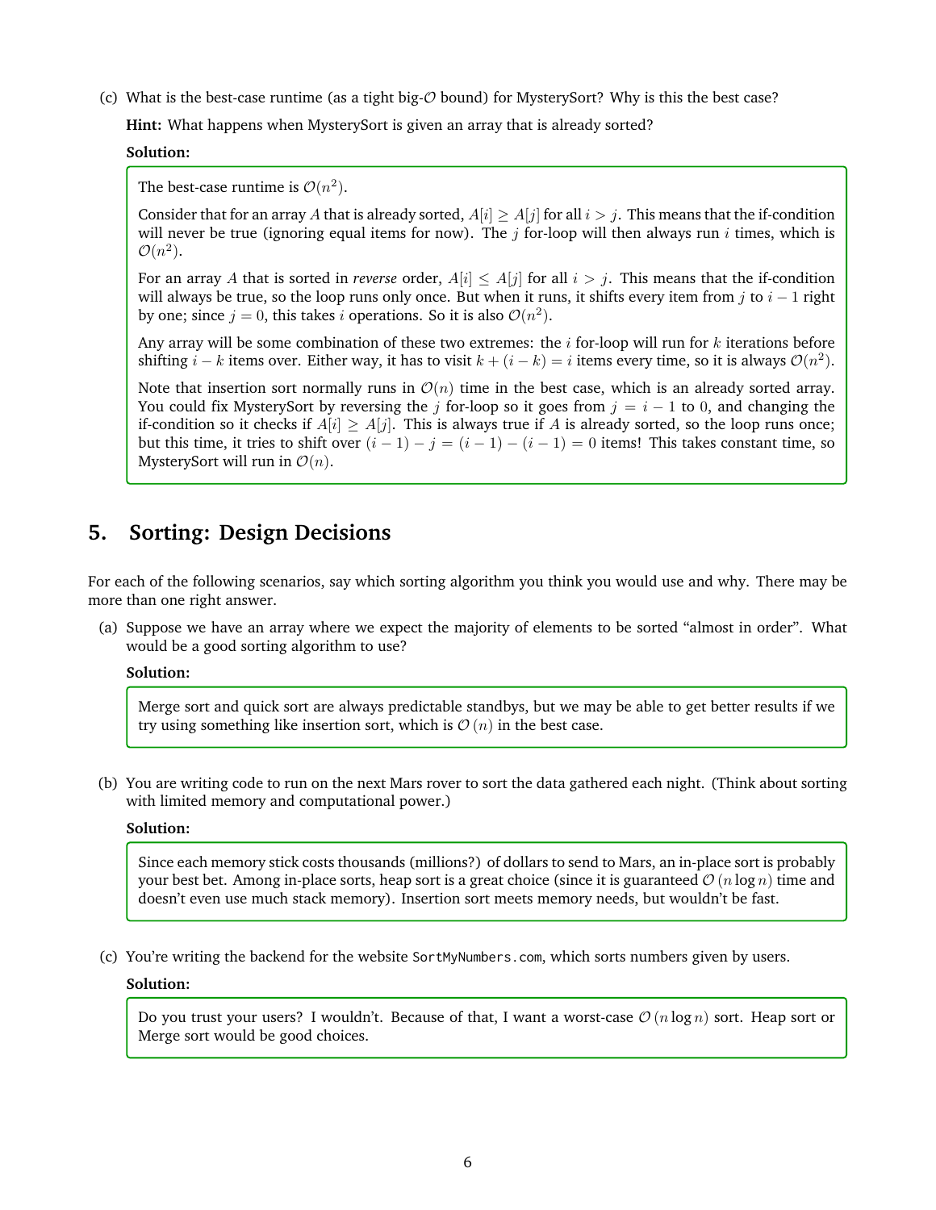(c) What is the best-case runtime (as a tight big-$\mathcal{O}$ bound) for MysterySort? Why is this the best case?

**Hint:** What happens when MysterySort is given an array that is already sorted?

**Solution:**

The best-case runtime is $\mathcal{O}(n^2)$.

Consider that for an array $A$ that is already sorted, $A[i] \geq A[j]$ for all $i > j$. This means that the if-condition will never be true (ignoring equal items for now). The $j$ for-loop will then always run $i$ times, which is $\mathcal{O}(n^2)$.

For an array $A$ that is sorted in *reverse* order, $A[i] \leq A[j]$ for all $i > j$. This means that the if-condition will always be true, so the loop runs only once. But when it runs, it shifts every item from $j$ to $i-1$ right by one; since $j = 0$, this takes $i$ operations. So it is also $\mathcal{O}(n^2)$.

Any array will be some combination of these two extremes: the $i$ for-loop will run for $k$ iterations before shifting $i - k$ items over. Either way, it has to visit $k + (i - k) = i$ items every time, so it is always $\mathcal{O}(n^2)$.

Note that insertion sort normally runs in $\mathcal{O}(n)$ time in the best case, which is an already sorted array. You could fix MysterySort by reversing the $j$ for-loop so it goes from $j = i - 1$ to $0$, and changing the if-condition so it checks if $A[i] \geq A[j]$. This is always true if $A$ is already sorted, so the loop runs once; but this time, it tries to shift over $(i-1) - j = (i-1) - (i-1) = 0$ items! This takes constant time, so MysterySort will run in $\mathcal{O}(n)$.

## 5. Sorting: Design Decisions

For each of the following scenarios, say which sorting algorithm you think you would use and why. There may be more than one right answer.

(a) Suppose we have an array where we expect the majority of elements to be sorted "almost in order". What would be a good sorting algorithm to use?

**Solution:**

Merge sort and quick sort are always predictable standbys, but we may be able to get better results if we try using something like insertion sort, which is $\mathcal{O}(n)$ in the best case.

(b) You are writing code to run on the next Mars rover to sort the data gathered each night. (Think about sorting with limited memory and computational power.)

**Solution:**

Since each memory stick costs thousands (millions?) of dollars to send to Mars, an in-place sort is probably your best bet. Among in-place sorts, heap sort is a great choice (since it is guaranteed $\mathcal{O}(n \log n)$ time and doesn't even use much stack memory). Insertion sort meets memory needs, but wouldn't be fast.

(c) You're writing the backend for the website `SortMyNumbers.com`, which sorts numbers given by users.

**Solution:**

Do you trust your users? I wouldn't. Because of that, I want a worst-case $\mathcal{O}(n \log n)$ sort. Heap sort or Merge sort would be good choices.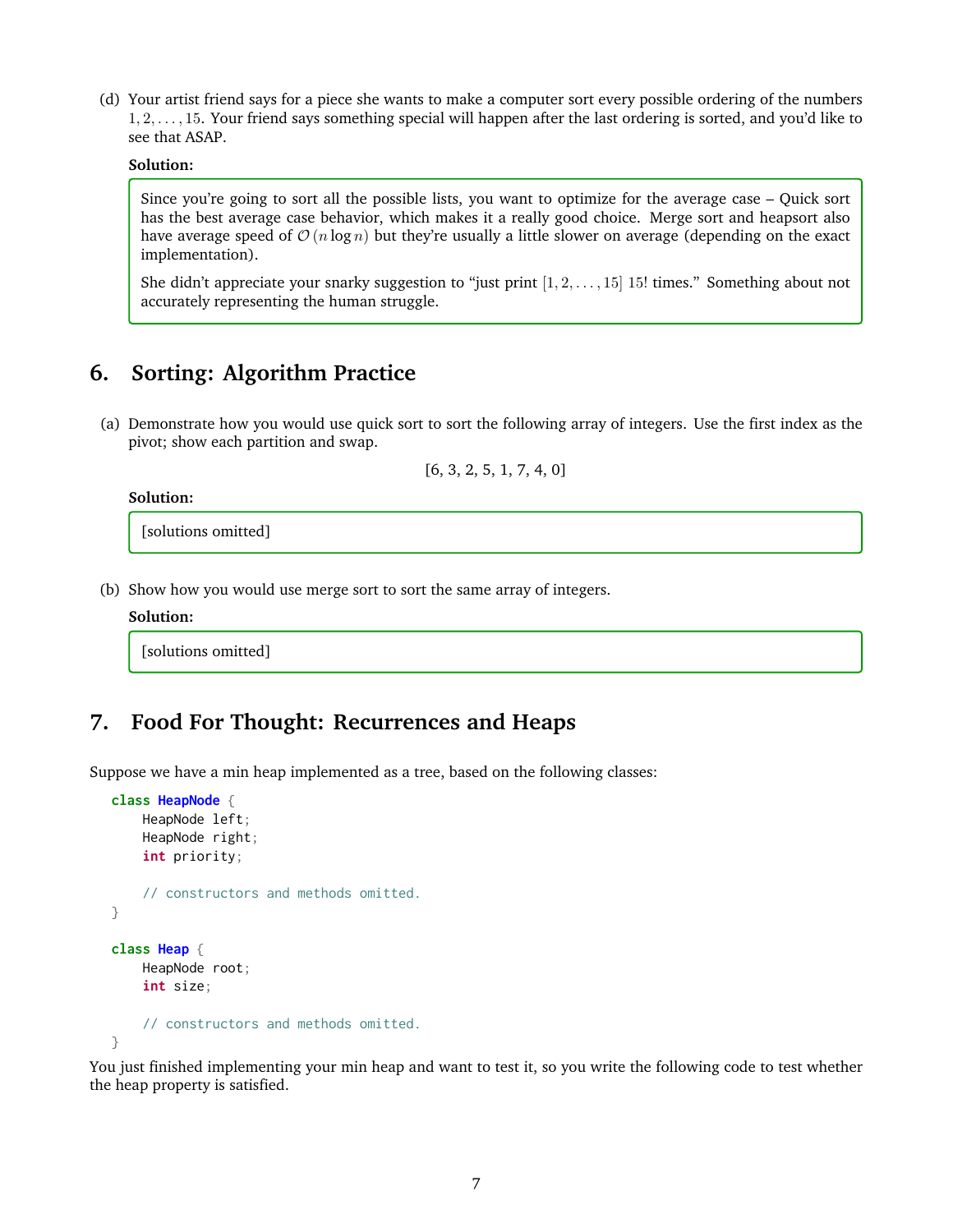(d) Your artist friend says for a piece she wants to make a computer sort every possible ordering of the numbers $1, 2, \ldots, 15$. Your friend says something special will happen after the last ordering is sorted, and you'd like to see that ASAP.

**Solution:**

Since you're going to sort all the possible lists, you want to optimize for the average case – Quick sort has the best average case behavior, which makes it a really good choice. Merge sort and heapsort also have average speed of $\mathcal{O}(n \log n)$ but they're usually a little slower on average (depending on the exact implementation).

She didn't appreciate your snarky suggestion to "just print $[1, 2, \ldots, 15]$ $15!$ times." Something about not accurately representing the human struggle.

## 6. Sorting: Algorithm Practice

(a) Demonstrate how you would use quick sort to sort the following array of integers. Use the first index as the pivot; show each partition and swap.

[6, 3, 2, 5, 1, 7, 4, 0]

**Solution:**

[solutions omitted]

(b) Show how you would use merge sort to sort the same array of integers.

**Solution:**

[solutions omitted]

## 7. Food For Thought: Recurrences and Heaps

Suppose we have a min heap implemented as a tree, based on the following classes:

```
class HeapNode {
    HeapNode left;
    HeapNode right;
    int priority;

    // constructors and methods omitted.
}

class Heap {
    HeapNode root;
    int size;

    // constructors and methods omitted.
}
```

You just finished implementing your min heap and want to test it, so you write the following code to test whether the heap property is satisfied.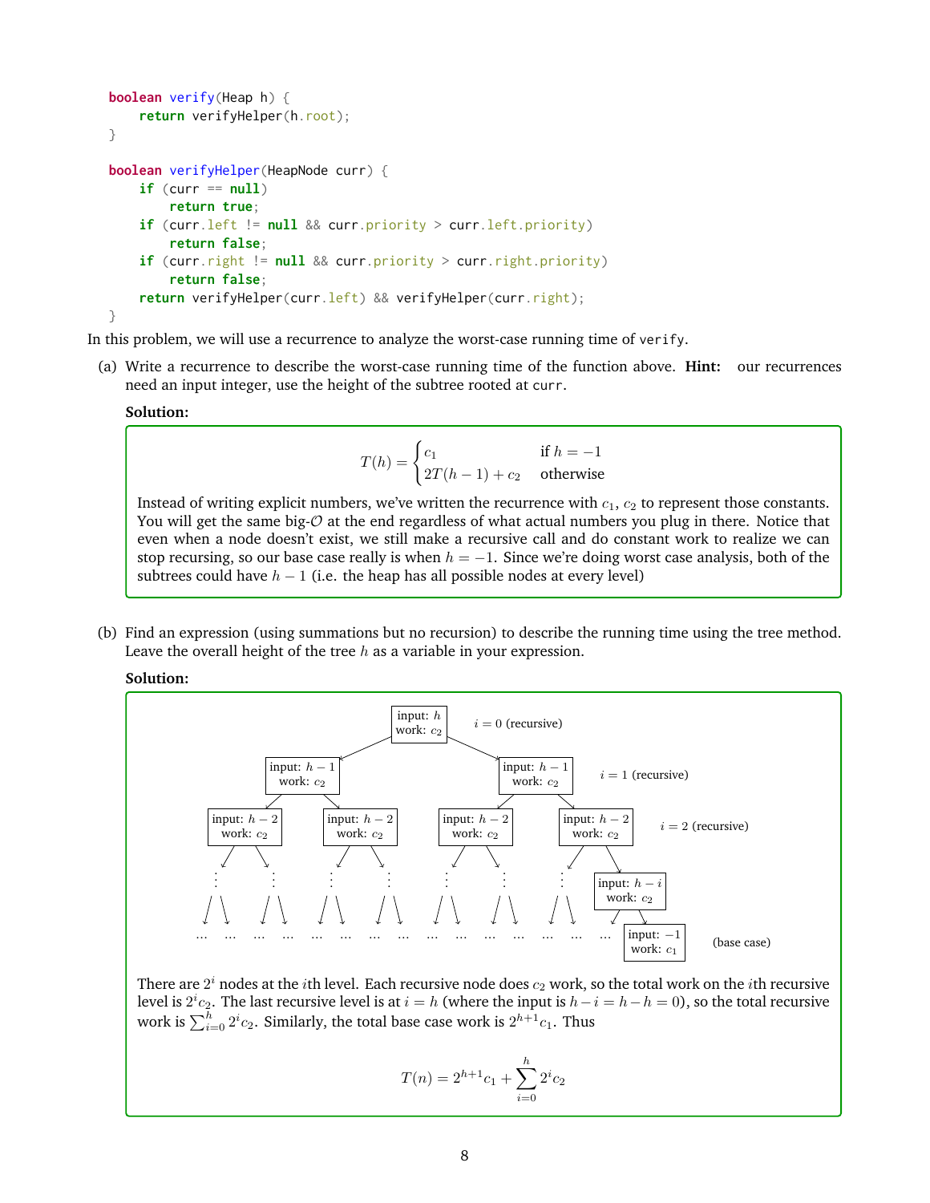```
boolean verify(Heap h) {
    return verifyHelper(h.root);
}

boolean verifyHelper(HeapNode curr) {
    if (curr == null)
        return true;
    if (curr.left != null && curr.priority > curr.left.priority)
        return false;
    if (curr.right != null && curr.priority > curr.right.priority)
        return false;
    return verifyHelper(curr.left) && verifyHelper(curr.right);
}
```

In this problem, we will use a recurrence to analyze the worst-case running time of `verify`.

(a) Write a recurrence to describe the worst-case running time of the function above. **Hint:** our recurrences need an input integer, use the height of the subtree rooted at `curr`.

**Solution:**

$$T(h) = \begin{cases} c_1 & \text{if } h = -1 \\ 2T(h-1) + c_2 & \text{otherwise} \end{cases}$$

Instead of writing explicit numbers, we've written the recurrence with $c_1$, $c_2$ to represent those constants. You will get the same big-$\mathcal{O}$ at the end regardless of what actual numbers you plug in there. Notice that even when a node doesn't exist, we still make a recursive call and do constant work to realize we can stop recursing, so our base case really is when $h = -1$. Since we're doing worst case analysis, both of the subtrees could have $h - 1$ (i.e. the heap has all possible nodes at every level)

(b) Find an expression (using summations but no recursion) to describe the running time using the tree method. Leave the overall height of the tree $h$ as a variable in your expression.

**Solution:**

- $i = 0$ (recursive): one node — input: $h$, work: $c_2$
- $i = 1$ (recursive): two nodes — input: $h-1$, work: $c_2$
- $i = 2$ (recursive): four nodes — input: $h-2$, work: $c_2$
- $\vdots$
- level $i$: input: $h-i$, work: $c_2$
- (base case): input: $-1$, work: $c_1$

There are $2^i$ nodes at the $i$th level. Each recursive node does $c_2$ work, so the total work on the $i$th recursive level is $2^i c_2$. The last recursive level is at $i = h$ (where the input is $h - i = h - h = 0$), so the total recursive work is $\sum_{i=0}^{h} 2^i c_2$. Similarly, the total base case work is $2^{h+1} c_1$. Thus

$$T(n) = 2^{h+1} c_1 + \sum_{i=0}^{h} 2^i c_2$$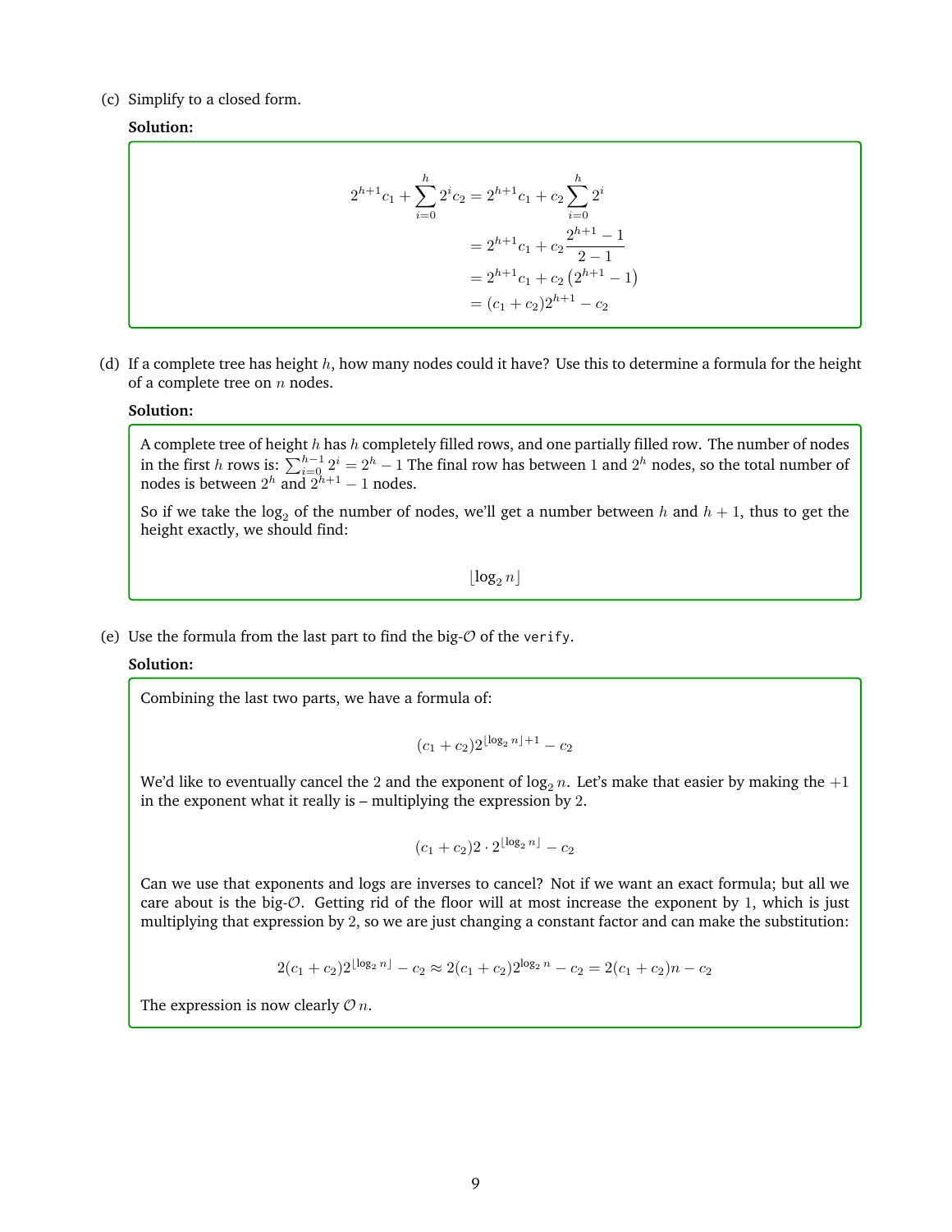(c) Simplify to a closed form.

**Solution:**

$$
\begin{aligned}
2^{h+1}c_1 + \sum_{i=0}^{h} 2^i c_2 &= 2^{h+1}c_1 + c_2 \sum_{i=0}^{h} 2^i \\
&= 2^{h+1}c_1 + c_2 \frac{2^{h+1}-1}{2-1} \\
&= 2^{h+1}c_1 + c_2 \left(2^{h+1} - 1\right) \\
&= (c_1 + c_2)2^{h+1} - c_2
\end{aligned}
$$

(d) If a complete tree has height $h$, how many nodes could it have? Use this to determine a formula for the height of a complete tree on $n$ nodes.

**Solution:**

A complete tree of height $h$ has $h$ completely filled rows, and one partially filled row. The number of nodes in the first $h$ rows is: $\sum_{i=0}^{h-1} 2^i = 2^h - 1$ The final row has between 1 and $2^h$ nodes, so the total number of nodes is between $2^h$ and $2^{h+1} - 1$ nodes.

So if we take the $\log_2$ of the number of nodes, we'll get a number between $h$ and $h+1$, thus to get the height exactly, we should find:

$$\lfloor \log_2 n \rfloor$$

(e) Use the formula from the last part to find the big-$\mathcal{O}$ of the `verify`.

**Solution:**

Combining the last two parts, we have a formula of:

$$(c_1 + c_2)2^{\lfloor \log_2 n \rfloor + 1} - c_2$$

We'd like to eventually cancel the 2 and the exponent of $\log_2 n$. Let's make that easier by making the $+1$ in the exponent what it really is – multiplying the expression by 2.

$$(c_1 + c_2)2 \cdot 2^{\lfloor \log_2 n \rfloor} - c_2$$

Can we use that exponents and logs are inverses to cancel? Not if we want an exact formula; but all we care about is the big-$\mathcal{O}$. Getting rid of the floor will at most increase the exponent by 1, which is just multiplying that expression by 2, so we are just changing a constant factor and can make the substitution:

$$2(c_1 + c_2)2^{\lfloor \log_2 n \rfloor} - c_2 \approx 2(c_1 + c_2)2^{\log_2 n} - c_2 = 2(c_1 + c_2)n - c_2$$

The expression is now clearly $\mathcal{O}\, n$.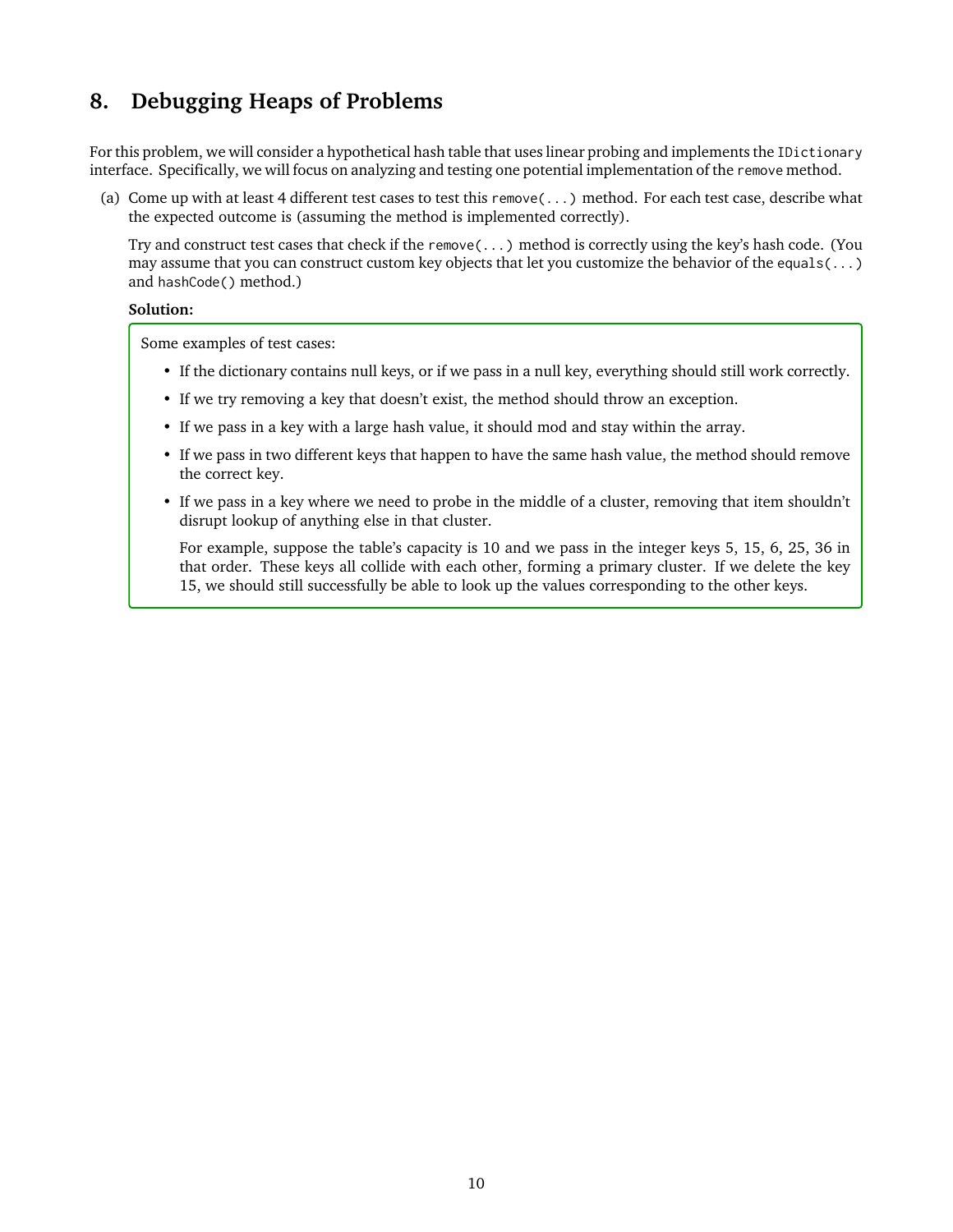## 8. Debugging Heaps of Problems

For this problem, we will consider a hypothetical hash table that uses linear probing and implements the `IDictionary` interface. Specifically, we will focus on analyzing and testing one potential implementation of the `remove` method.

(a) Come up with at least 4 different test cases to test this `remove(...)` method. For each test case, describe what the expected outcome is (assuming the method is implemented correctly).

Try and construct test cases that check if the `remove(...)` method is correctly using the key's hash code. (You may assume that you can construct custom key objects that let you customize the behavior of the `equals(...)` and `hashCode()` method.)

**Solution:**

Some examples of test cases:

- If the dictionary contains null keys, or if we pass in a null key, everything should still work correctly.
- If we try removing a key that doesn't exist, the method should throw an exception.
- If we pass in a key with a large hash value, it should mod and stay within the array.
- If we pass in two different keys that happen to have the same hash value, the method should remove the correct key.
- If we pass in a key where we need to probe in the middle of a cluster, removing that item shouldn't disrupt lookup of anything else in that cluster.

  For example, suppose the table's capacity is 10 and we pass in the integer keys 5, 15, 6, 25, 36 in that order. These keys all collide with each other, forming a primary cluster. If we delete the key 15, we should still successfully be able to look up the values corresponding to the other keys.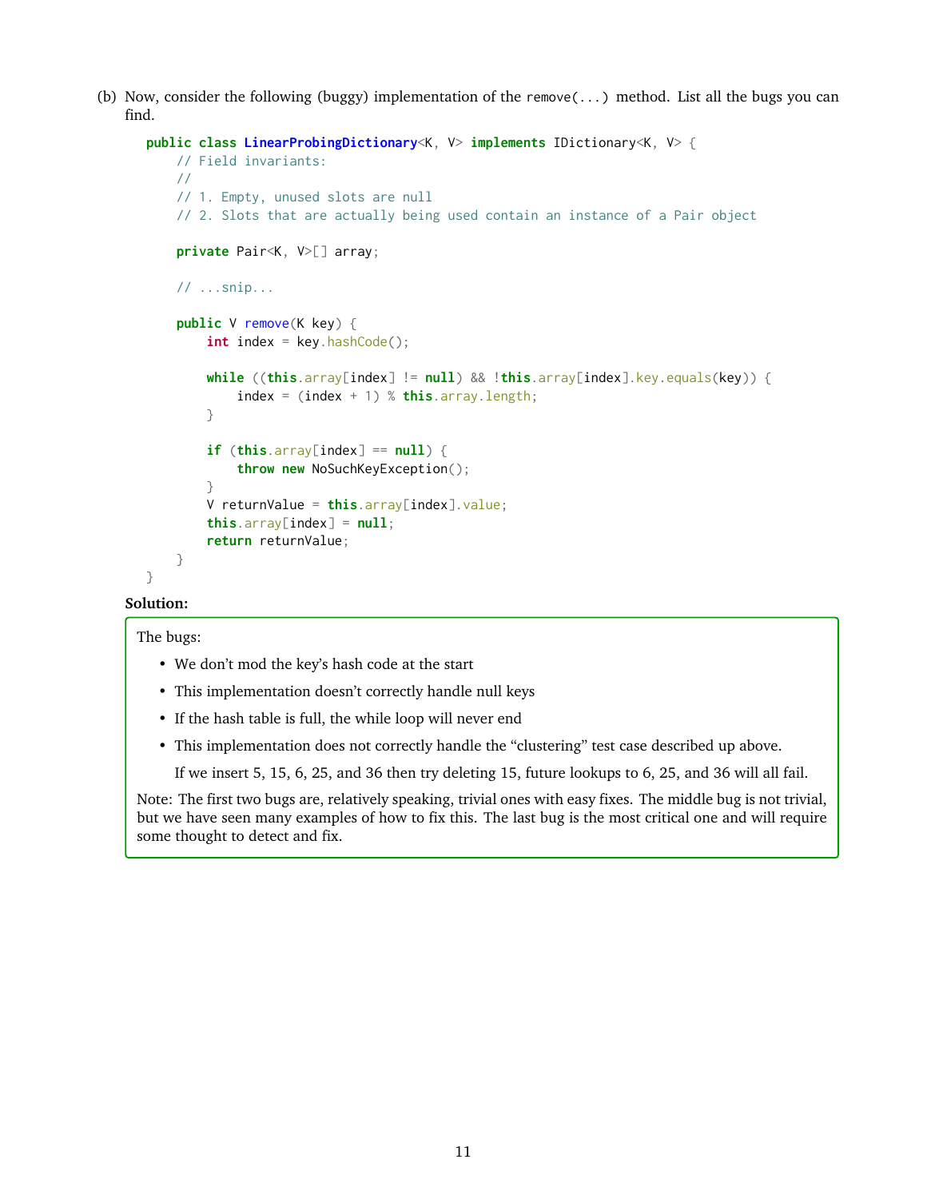(b) Now, consider the following (buggy) implementation of the `remove(...)` method. List all the bugs you can find.

```java
public class LinearProbingDictionary<K, V> implements IDictionary<K, V> {
    // Field invariants:
    //
    // 1. Empty, unused slots are null
    // 2. Slots that are actually being used contain an instance of a Pair object

    private Pair<K, V>[] array;

    // ...snip...

    public V remove(K key) {
        int index = key.hashCode();

        while ((this.array[index] != null) && !this.array[index].key.equals(key)) {
            index = (index + 1) % this.array.length;
        }

        if (this.array[index] == null) {
            throw new NoSuchKeyException();
        }
        V returnValue = this.array[index].value;
        this.array[index] = null;
        return returnValue;
    }
}
```

**Solution:**

The bugs:

- We don't mod the key's hash code at the start
- This implementation doesn't correctly handle null keys
- If the hash table is full, the while loop will never end
- This implementation does not correctly handle the "clustering" test case described up above.

  If we insert 5, 15, 6, 25, and 36 then try deleting 15, future lookups to 6, 25, and 36 will all fail.

Note: The first two bugs are, relatively speaking, trivial ones with easy fixes. The middle bug is not trivial, but we have seen many examples of how to fix this. The last bug is the most critical one and will require some thought to detect and fix.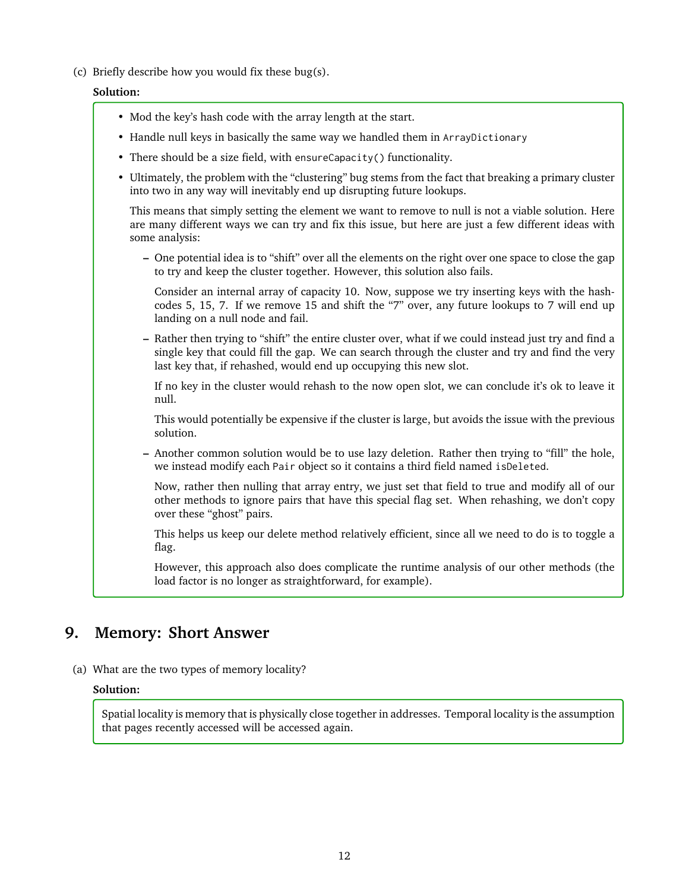(c) Briefly describe how you would fix these bug(s).

**Solution:**

- Mod the key's hash code with the array length at the start.
- Handle null keys in basically the same way we handled them in `ArrayDictionary`
- There should be a size field, with `ensureCapacity()` functionality.
- Ultimately, the problem with the "clustering" bug stems from the fact that breaking a primary cluster into two in any way will inevitably end up disrupting future lookups.

  This means that simply setting the element we want to remove to null is not a viable solution. Here are many different ways we can try and fix this issue, but here are just a few different ideas with some analysis:

  - One potential idea is to "shift" over all the elements on the right over one space to close the gap to try and keep the cluster together. However, this solution also fails.

    Consider an internal array of capacity 10. Now, suppose we try inserting keys with the hash-codes 5, 15, 7. If we remove 15 and shift the "7" over, any future lookups to 7 will end up landing on a null node and fail.

  - Rather then trying to "shift" the entire cluster over, what if we could instead just try and find a single key that could fill the gap. We can search through the cluster and try and find the very last key that, if rehashed, would end up occupying this new slot.

    If no key in the cluster would rehash to the now open slot, we can conclude it's ok to leave it null.

    This would potentially be expensive if the cluster is large, but avoids the issue with the previous solution.

  - Another common solution would be to use lazy deletion. Rather then trying to "fill" the hole, we instead modify each `Pair` object so it contains a third field named `isDeleted`.

    Now, rather then nulling that array entry, we just set that field to true and modify all of our other methods to ignore pairs that have this special flag set. When rehashing, we don't copy over these "ghost" pairs.

    This helps us keep our delete method relatively efficient, since all we need to do is to toggle a flag.

    However, this approach also does complicate the runtime analysis of our other methods (the load factor is no longer as straightforward, for example).

## 9. Memory: Short Answer

(a) What are the two types of memory locality?

**Solution:**

Spatial locality is memory that is physically close together in addresses. Temporal locality is the assumption that pages recently accessed will be accessed again.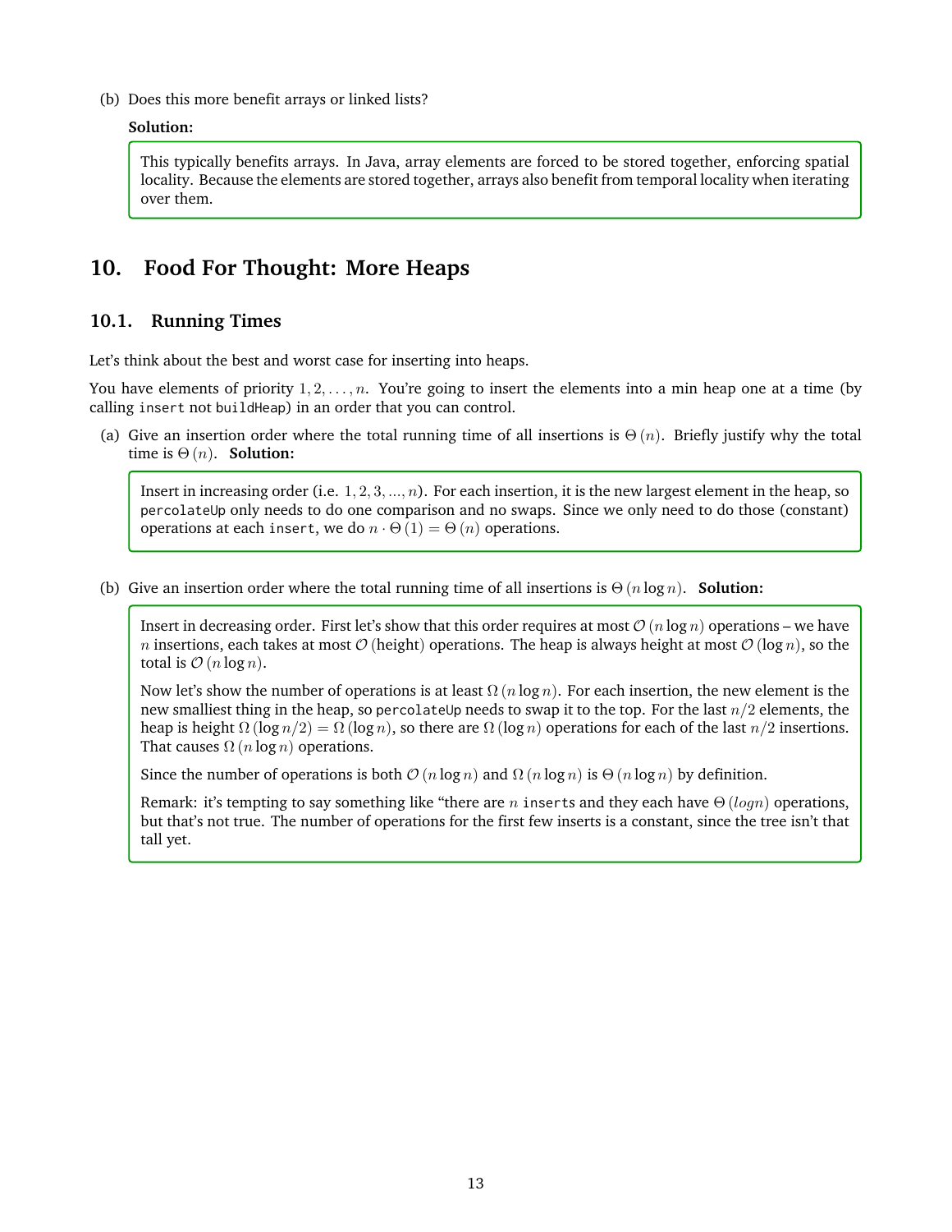(b) Does this more benefit arrays or linked lists?

**Solution:**

> This typically benefits arrays. In Java, array elements are forced to be stored together, enforcing spatial locality. Because the elements are stored together, arrays also benefit from temporal locality when iterating over them.

## 10. Food For Thought: More Heaps

### 10.1. Running Times

Let's think about the best and worst case for inserting into heaps.

You have elements of priority $1, 2, \ldots, n$. You're going to insert the elements into a min heap one at a time (by calling `insert` not `buildHeap`) in an order that you can control.

(a) Give an insertion order where the total running time of all insertions is $\Theta(n)$. Briefly justify why the total time is $\Theta(n)$. **Solution:**

> Insert in increasing order (i.e. $1, 2, 3, ..., n$). For each insertion, it is the new largest element in the heap, so `percolateUp` only needs to do one comparison and no swaps. Since we only need to do those (constant) operations at each `insert`, we do $n \cdot \Theta(1) = \Theta(n)$ operations.

(b) Give an insertion order where the total running time of all insertions is $\Theta(n \log n)$. **Solution:**

> Insert in decreasing order. First let's show that this order requires at most $\mathcal{O}(n \log n)$ operations – we have $n$ insertions, each takes at most $\mathcal{O}(\text{height})$ operations. The heap is always height at most $\mathcal{O}(\log n)$, so the total is $\mathcal{O}(n \log n)$.
>
> Now let's show the number of operations is at least $\Omega(n \log n)$. For each insertion, the new element is the new smalliest thing in the heap, so `percolateUp` needs to swap it to the top. For the last $n/2$ elements, the heap is height $\Omega(\log n/2) = \Omega(\log n)$, so there are $\Omega(\log n)$ operations for each of the last $n/2$ insertions. That causes $\Omega(n \log n)$ operations.
>
> Since the number of operations is both $\mathcal{O}(n \log n)$ and $\Omega(n \log n)$ is $\Theta(n \log n)$ by definition.
>
> Remark: it's tempting to say something like "there are $n$ `inserts` and they each have $\Theta(logn)$ operations, but that's not true. The number of operations for the first few inserts is a constant, since the tree isn't that tall yet.